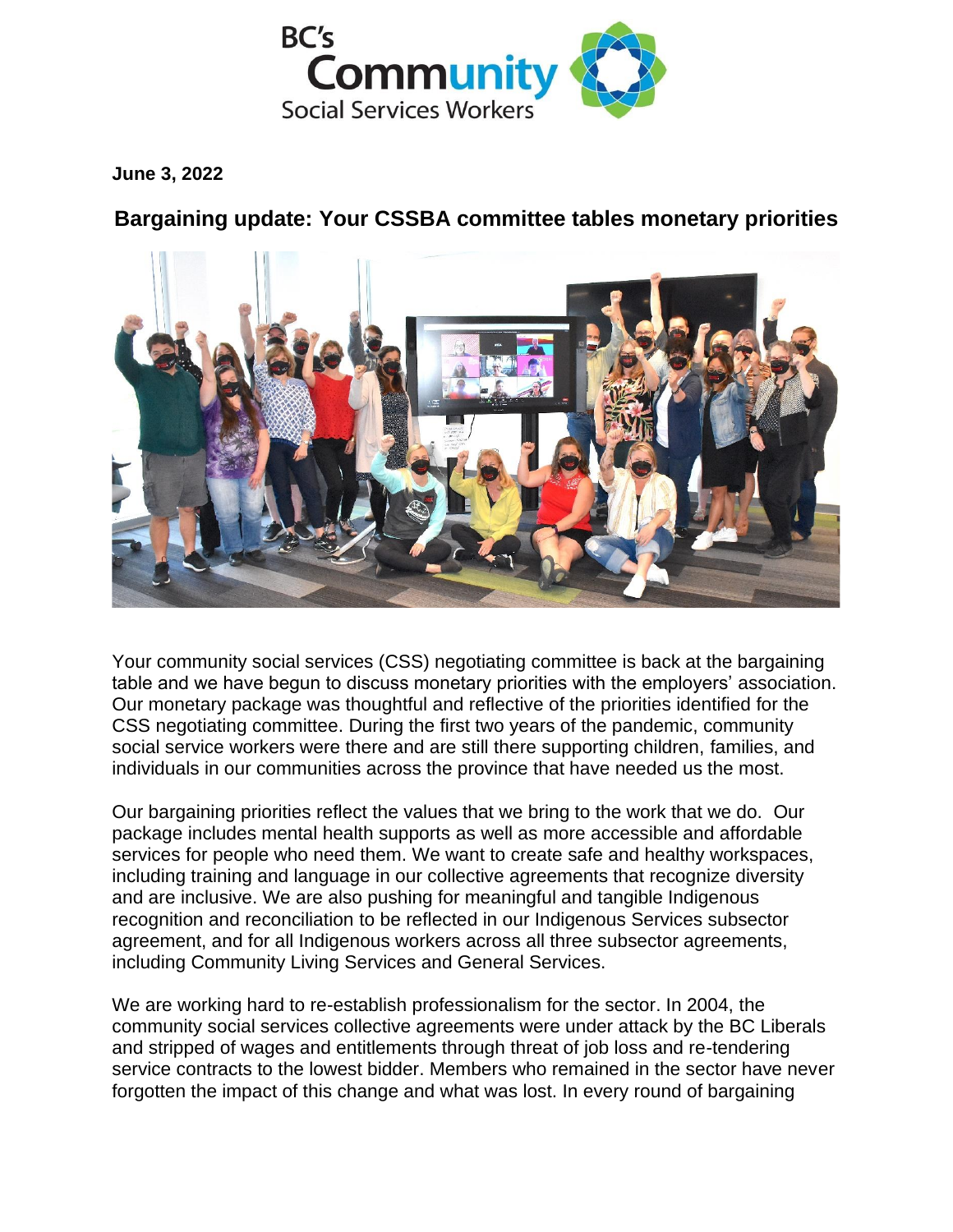**June 3, 2022**

## Bargaining update: Your CSSBA committee tables monetary priorities

Your community social services (CSS) negotiating committee is back at the bargaining table and we have begun to discuss monetary priorities with the employers' association. Our monetary package was thoughtful and reflective of the priorities identified for the CSS negotiating committee. During the first two years of the pandemic, community social service workers were there and are still there supporting children, families, and individuals in our communities across the province that have needed us the most.

Our bargaining priorities reflect the values that we bring to the work that we do. Our package includes mental health supports as well as more accessible and affordable services for people who need them. We want to create safe and healthy workspaces, including training and language in our collective agreements that recognize diversity and are inclusive. We are also pushing for meaningful and tangible Indigenous recognition and reconciliation to be reflected in our Indigenous Services subsector agreement, and for all Indigenous workers across all three subsector agreements, including Community Living Services and General Services.

We are working hard to re-establish professionalism for the sector. In 2004, the community social services collective agreements were under attack by the BC Liberals and stripped of wages and entitlements through threat of job loss and re-tendering service contracts to the lowest bidder. Members who remained in the sector have never forgotten the impact of this change and what was lost. In every round of bargaining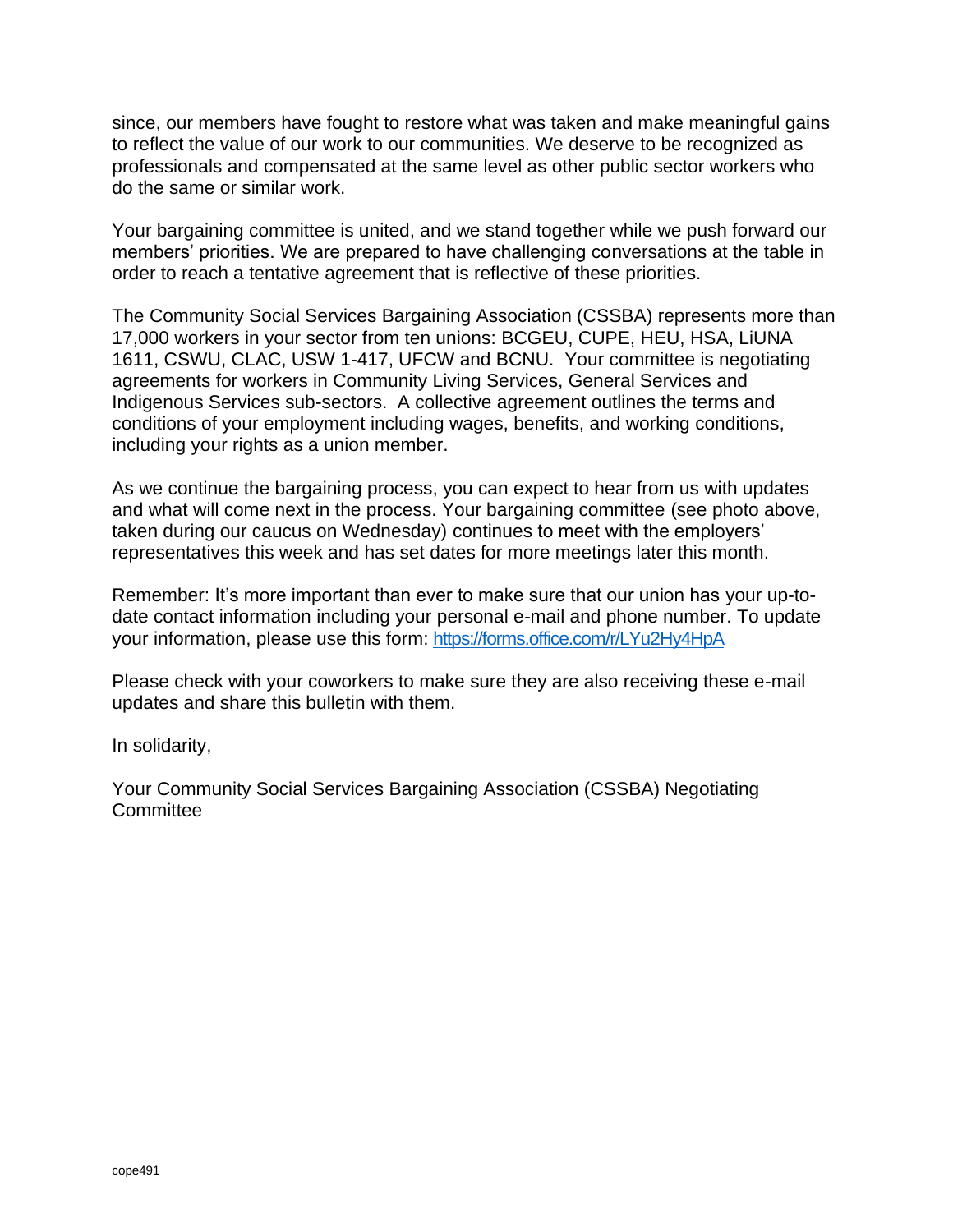since, our members have fought to restore what was taken and make meaningful gains to reflect the value of our work to our communities. We deserve to be recognized as professionals and compensated at the same level as other public sector workers who do the same or similar work.

Your bargaining committee is united, and we stand together while we push forward our members' priorities. We are prepared to have challenging conversations at the table in order to reach a tentative agreement that is reflective of these priorities.

The Community Social Services Bargaining Association (CSSBA) represents more than 17,000 workers in your sector from ten unions: BCGEU, CUPE, HEU, HSA, LiUNA 1611, CSWU, CLAC, USW 1-417, UFCW and BCNU. Your committee is negotiating agreements for workers in Community Living Services, General Services and Indigenous Services sub-sectors. A collective agreement outlines the terms and conditions of your employment including wages, benefits, and working conditions, including your rights as a union member.

As we continue the bargaining process, you can expect to hear from us with updates and what will come next in the process. Your bargaining committee (see photo above, taken during our caucus on Wednesday) continues to meet with the employers' representatives this week and has set dates for more meetings later this month.

Remember: It's more important than ever to make sure that our union has your up-to-date contact information including your personal e-mail and phone number. To update your information, please use this form: https://forms.office.com/r/LYu2Hy4HpA

Please check with your coworkers to make sure they are also receiving these e-mail updates and share this bulletin with them.

In solidarity,

Your Community Social Services Bargaining Association (CSSBA) Negotiating Committee

cope491